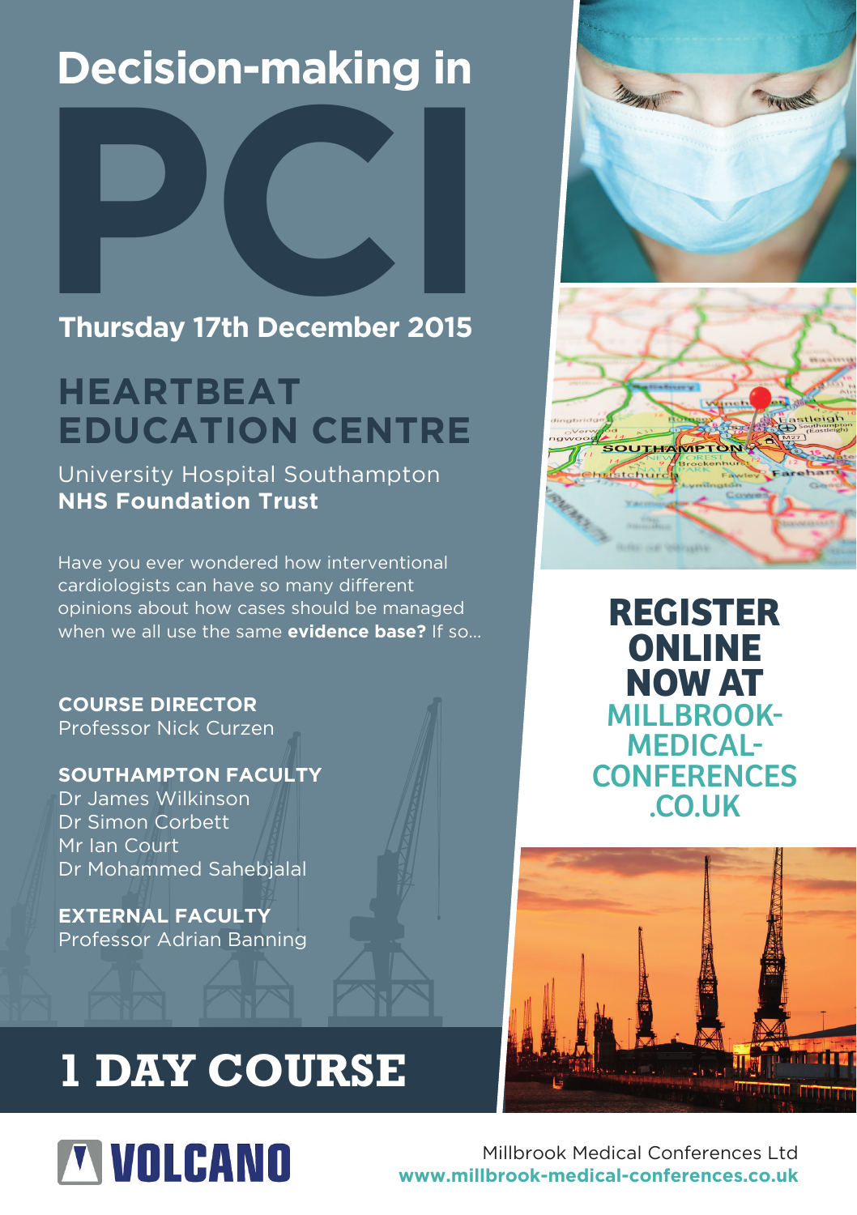# Decision-making in PCI

## Thursday 17th December 2015

## HEARTBEAT EDUCATION CENTRE

University Hospital Southampton
**NHS Foundation Trust**

Have you ever wondered how interventional cardiologists can have so many different opinions about how cases should be managed when we all use the same **evidence base?** If so...

**COURSE DIRECTOR**
Professor Nick Curzen

**SOUTHAMPTON FACULTY**
Dr James Wilkinson
Dr Simon Corbett
Mr Ian Court
Dr Mohammed Sahebjalal

**EXTERNAL FACULTY**
Professor Adrian Banning

## 1 DAY COURSE

**REGISTER ONLINE NOW AT MILLBROOK-MEDICAL-CONFERENCES.CO.UK**

VOLCANO

Millbrook Medical Conferences Ltd
**www.millbrook-medical-conferences.co.uk**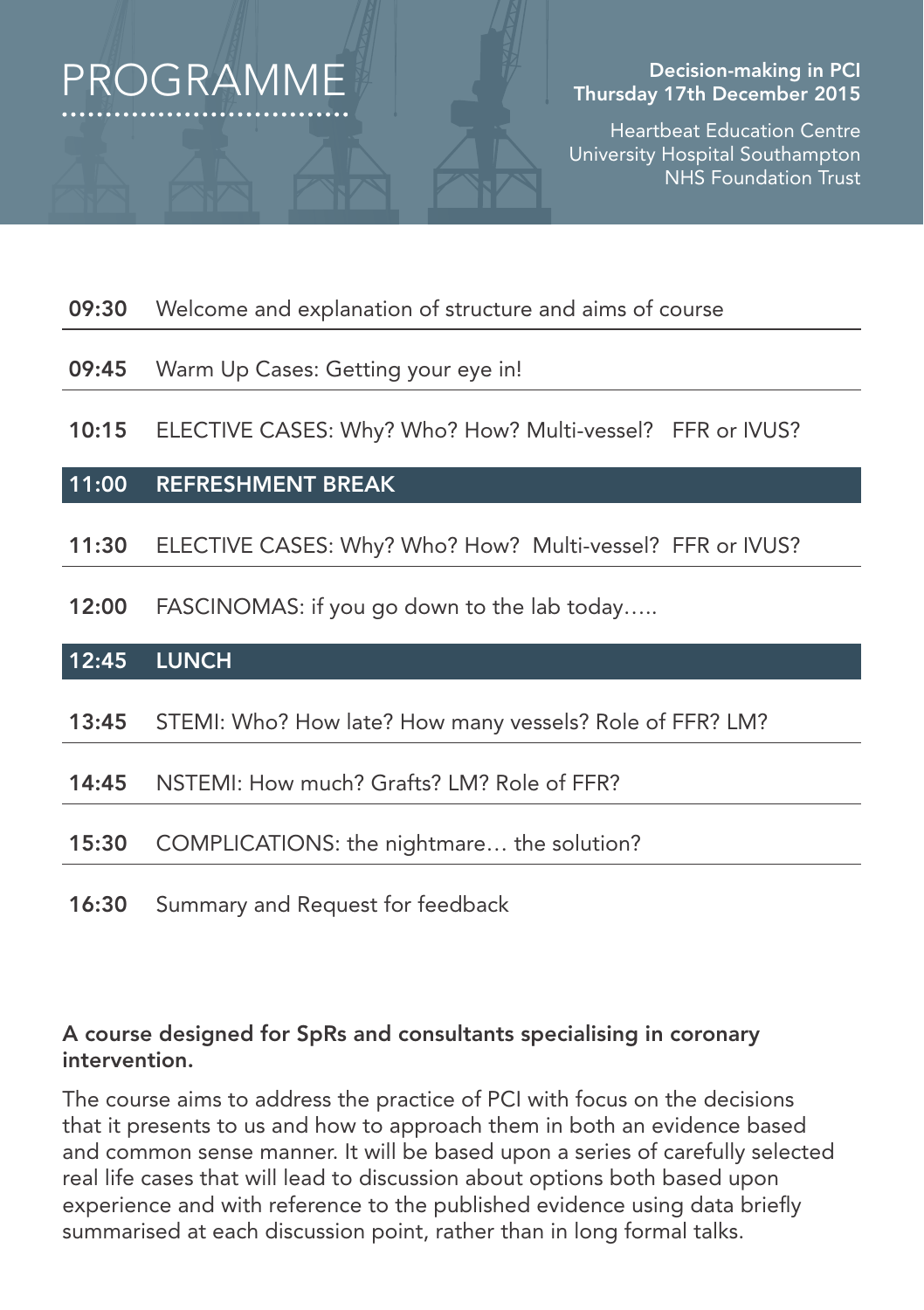# PROGRAMME

**Decision-making in PCI**
**Thursday 17th December 2015**

Heartbeat Education Centre
University Hospital Southampton
NHS Foundation Trust

| | |
|---|---|
| **09:30** | Welcome and explanation of structure and aims of course |
| **09:45** | Warm Up Cases: Getting your eye in! |
| **10:15** | ELECTIVE CASES: Why? Who? How? Multi-vessel? FFR or IVUS? |
| **11:00** | **REFRESHMENT BREAK** |
| **11:30** | ELECTIVE CASES: Why? Who? How? Multi-vessel? FFR or IVUS? |
| **12:00** | FASCINOMAS: if you go down to the lab today….. |
| **12:45** | **LUNCH** |
| **13:45** | STEMI: Who? How late? How many vessels? Role of FFR? LM? |
| **14:45** | NSTEMI: How much? Grafts? LM? Role of FFR? |
| **15:30** | COMPLICATIONS: the nightmare… the solution? |
| **16:30** | Summary and Request for feedback |

**A course designed for SpRs and consultants specialising in coronary intervention.**

The course aims to address the practice of PCI with focus on the decisions that it presents to us and how to approach them in both an evidence based and common sense manner. It will be based upon a series of carefully selected real life cases that will lead to discussion about options both based upon experience and with reference to the published evidence using data briefly summarised at each discussion point, rather than in long formal talks.